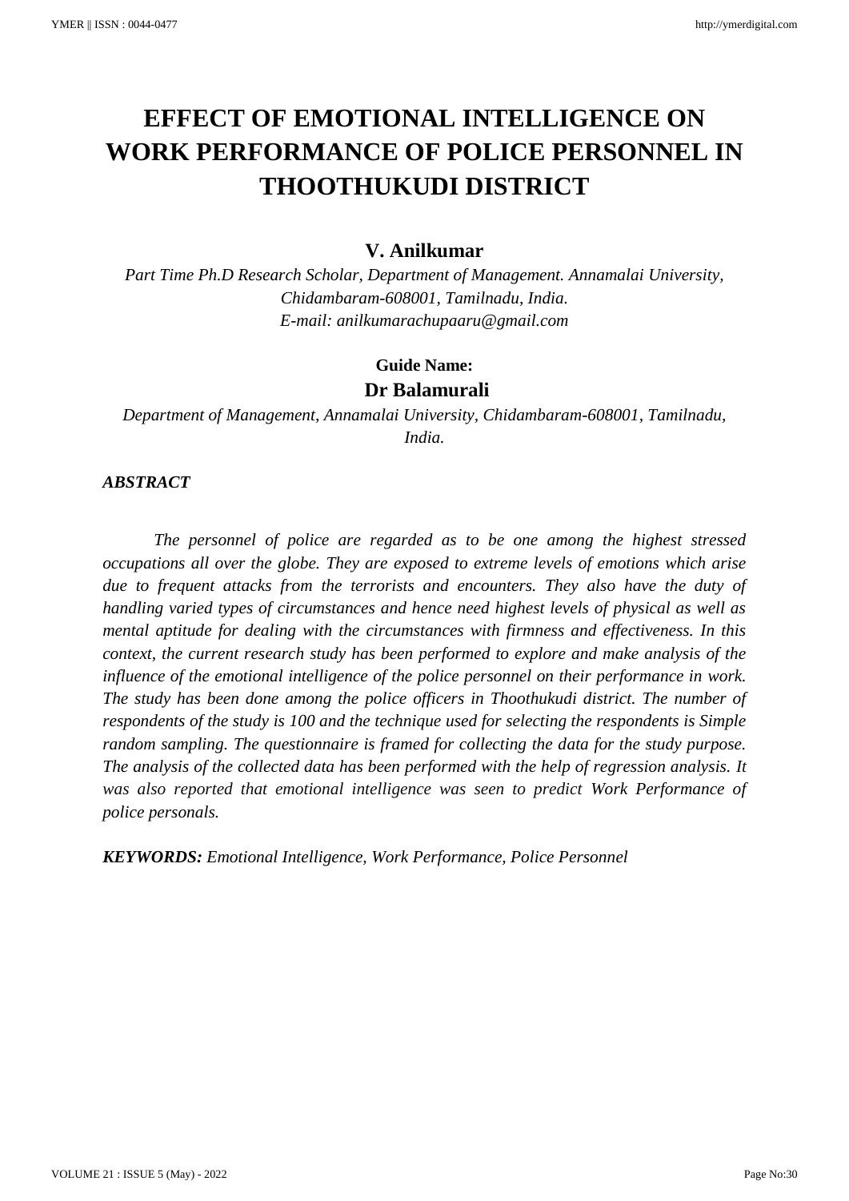# EFFECT OF EMOTIONAL INTELLIGENCE ON WORK PERFORMANCE OF POLICE PERSONNEL IN THOOTHUKUDI DISTRICT

**V. Anilkumar**

*Part Time Ph.D Research Scholar, Department of Management. Annamalai University, Chidambaram-608001, Tamilnadu, India.*
*E-mail: anilkumarachupaaru@gmail.com*

**Guide Name:**

**Dr Balamurali**

*Department of Management, Annamalai University, Chidambaram-608001, Tamilnadu, India.*

***ABSTRACT***

*The personnel of police are regarded as to be one among the highest stressed occupations all over the globe. They are exposed to extreme levels of emotions which arise due to frequent attacks from the terrorists and encounters. They also have the duty of handling varied types of circumstances and hence need highest levels of physical as well as mental aptitude for dealing with the circumstances with firmness and effectiveness. In this context, the current research study has been performed to explore and make analysis of the influence of the emotional intelligence of the police personnel on their performance in work. The study has been done among the police officers in Thoothukudi district. The number of respondents of the study is 100 and the technique used for selecting the respondents is Simple random sampling. The questionnaire is framed for collecting the data for the study purpose. The analysis of the collected data has been performed with the help of regression analysis. It was also reported that emotional intelligence was seen to predict Work Performance of police personals.*

***KEYWORDS:*** *Emotional Intelligence, Work Performance, Police Personnel*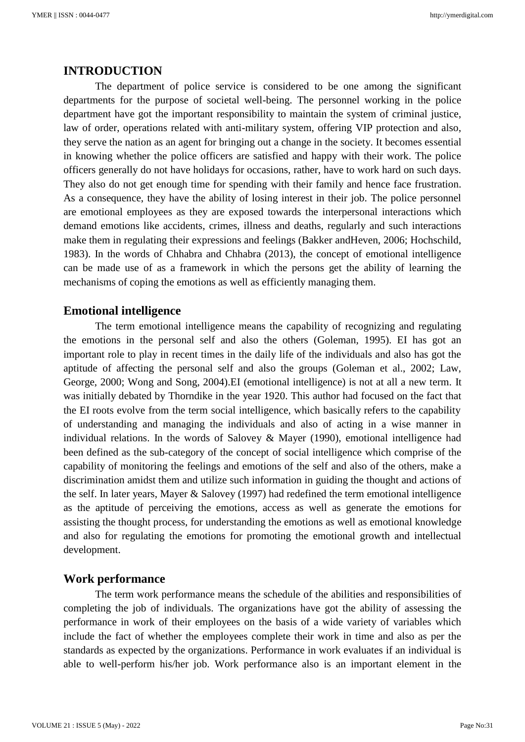## INTRODUCTION

The department of police service is considered to be one among the significant departments for the purpose of societal well-being. The personnel working in the police department have got the important responsibility to maintain the system of criminal justice, law of order, operations related with anti-military system, offering VIP protection and also, they serve the nation as an agent for bringing out a change in the society. It becomes essential in knowing whether the police officers are satisfied and happy with their work. The police officers generally do not have holidays for occasions, rather, have to work hard on such days. They also do not get enough time for spending with their family and hence face frustration. As a consequence, they have the ability of losing interest in their job. The police personnel are emotional employees as they are exposed towards the interpersonal interactions which demand emotions like accidents, crimes, illness and deaths, regularly and such interactions make them in regulating their expressions and feelings (Bakker andHeven, 2006; Hochschild, 1983). In the words of Chhabra and Chhabra (2013), the concept of emotional intelligence can be made use of as a framework in which the persons get the ability of learning the mechanisms of coping the emotions as well as efficiently managing them.

### Emotional intelligence

The term emotional intelligence means the capability of recognizing and regulating the emotions in the personal self and also the others (Goleman, 1995). EI has got an important role to play in recent times in the daily life of the individuals and also has got the aptitude of affecting the personal self and also the groups (Goleman et al., 2002; Law, George, 2000; Wong and Song, 2004).EI (emotional intelligence) is not at all a new term. It was initially debated by Thorndike in the year 1920. This author had focused on the fact that the EI roots evolve from the term social intelligence, which basically refers to the capability of understanding and managing the individuals and also of acting in a wise manner in individual relations. In the words of Salovey & Mayer (1990), emotional intelligence had been defined as the sub-category of the concept of social intelligence which comprise of the capability of monitoring the feelings and emotions of the self and also of the others, make a discrimination amidst them and utilize such information in guiding the thought and actions of the self. In later years, Mayer & Salovey (1997) had redefined the term emotional intelligence as the aptitude of perceiving the emotions, access as well as generate the emotions for assisting the thought process, for understanding the emotions as well as emotional knowledge and also for regulating the emotions for promoting the emotional growth and intellectual development.

### Work performance

The term work performance means the schedule of the abilities and responsibilities of completing the job of individuals. The organizations have got the ability of assessing the performance in work of their employees on the basis of a wide variety of variables which include the fact of whether the employees complete their work in time and also as per the standards as expected by the organizations. Performance in work evaluates if an individual is able to well-perform his/her job. Work performance also is an important element in the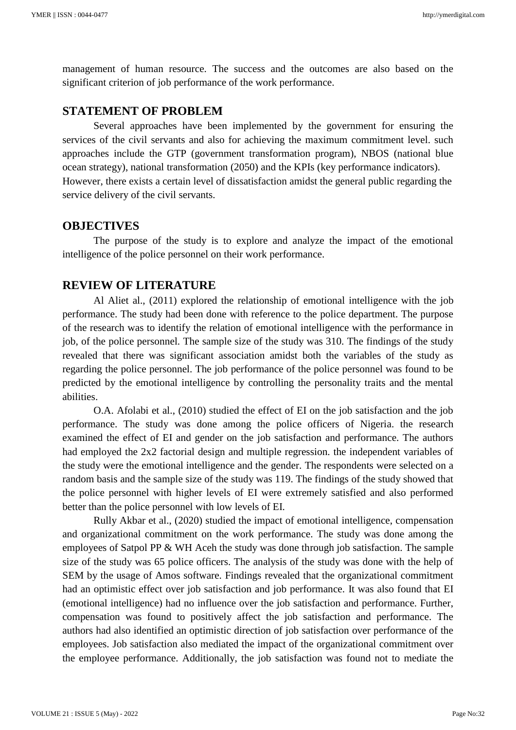management of human resource. The success and the outcomes are also based on the significant criterion of job performance of the work performance.

## STATEMENT OF PROBLEM

Several approaches have been implemented by the government for ensuring the services of the civil servants and also for achieving the maximum commitment level. such approaches include the GTP (government transformation program), NBOS (national blue ocean strategy), national transformation (2050) and the KPIs (key performance indicators). However, there exists a certain level of dissatisfaction amidst the general public regarding the service delivery of the civil servants.

## OBJECTIVES

The purpose of the study is to explore and analyze the impact of the emotional intelligence of the police personnel on their work performance.

## REVIEW OF LITERATURE

Al Aliet al., (2011) explored the relationship of emotional intelligence with the job performance. The study had been done with reference to the police department. The purpose of the research was to identify the relation of emotional intelligence with the performance in job, of the police personnel. The sample size of the study was 310. The findings of the study revealed that there was significant association amidst both the variables of the study as regarding the police personnel. The job performance of the police personnel was found to be predicted by the emotional intelligence by controlling the personality traits and the mental abilities.

O.A. Afolabi et al., (2010) studied the effect of EI on the job satisfaction and the job performance. The study was done among the police officers of Nigeria. the research examined the effect of EI and gender on the job satisfaction and performance. The authors had employed the 2x2 factorial design and multiple regression. the independent variables of the study were the emotional intelligence and the gender. The respondents were selected on a random basis and the sample size of the study was 119. The findings of the study showed that the police personnel with higher levels of EI were extremely satisfied and also performed better than the police personnel with low levels of EI.

Rully Akbar et al., (2020) studied the impact of emotional intelligence, compensation and organizational commitment on the work performance. The study was done among the employees of Satpol PP & WH Aceh the study was done through job satisfaction. The sample size of the study was 65 police officers. The analysis of the study was done with the help of SEM by the usage of Amos software. Findings revealed that the organizational commitment had an optimistic effect over job satisfaction and job performance. It was also found that EI (emotional intelligence) had no influence over the job satisfaction and performance. Further, compensation was found to positively affect the job satisfaction and performance. The authors had also identified an optimistic direction of job satisfaction over performance of the employees. Job satisfaction also mediated the impact of the organizational commitment over the employee performance. Additionally, the job satisfaction was found not to mediate the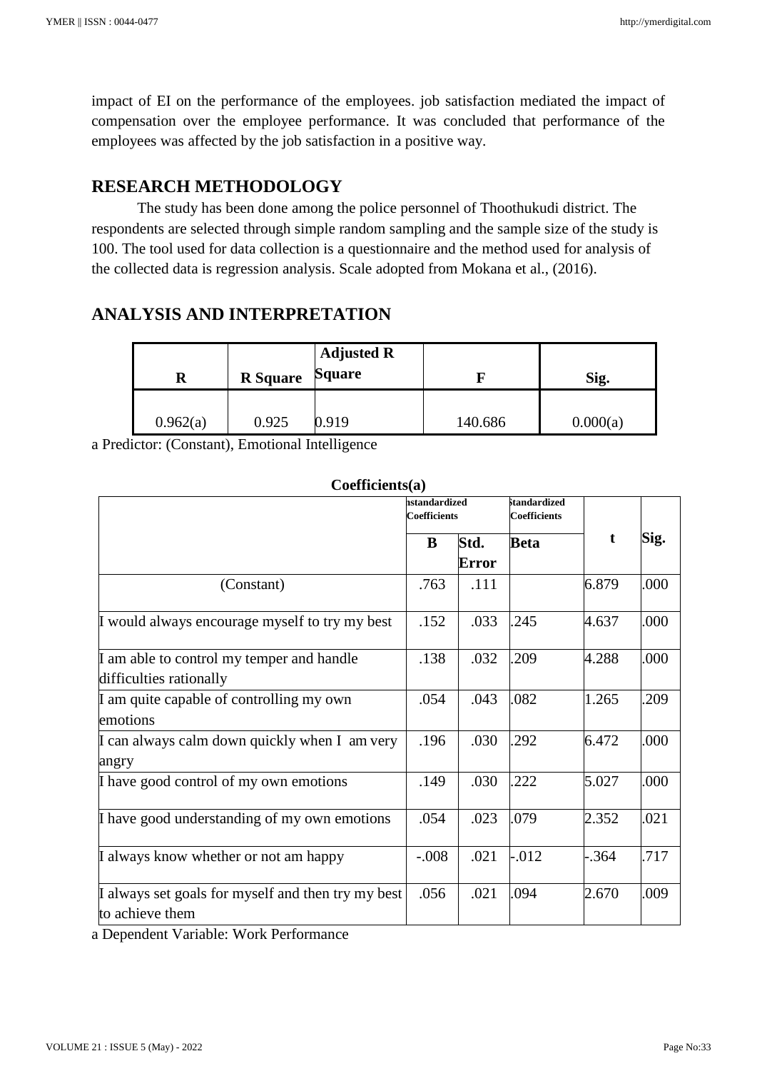impact of EI on the performance of the employees. job satisfaction mediated the impact of compensation over the employee performance. It was concluded that performance of the employees was affected by the job satisfaction in a positive way.

## RESEARCH METHODOLOGY

The study has been done among the police personnel of Thoothukudi district. The respondents are selected through simple random sampling and the sample size of the study is 100. The tool used for data collection is a questionnaire and the method used for analysis of the collected data is regression analysis. Scale adopted from Mokana et al., (2016).

## ANALYSIS AND INTERPRETATION

| R | R Square | Adjusted R Square | F | Sig. |
|---|---|---|---|---|
| 0.962(a) | 0.925 | 0.919 | 140.686 | 0.000(a) |

a Predictor: (Constant), Emotional Intelligence

**Coefficients(a)**

| | Unstandardized Coefficients | | Standardized Coefficients | t | Sig. |
|---|---|---|---|---|---|
| | B | Std. Error | Beta | | |
| (Constant) | .763 | .111 | | 6.879 | .000 |
| I would always encourage myself to try my best | .152 | .033 | .245 | 4.637 | .000 |
| I am able to control my temper and handle difficulties rationally | .138 | .032 | .209 | 4.288 | .000 |
| I am quite capable of controlling my own emotions | .054 | .043 | .082 | 1.265 | .209 |
| I can always calm down quickly when I am very angry | .196 | .030 | .292 | 6.472 | .000 |
| I have good control of my own emotions | .149 | .030 | .222 | 5.027 | .000 |
| I have good understanding of my own emotions | .054 | .023 | .079 | 2.352 | .021 |
| I always know whether or not am happy | -.008 | .021 | -.012 | -.364 | .717 |
| I always set goals for myself and then try my best to achieve them | .056 | .021 | .094 | 2.670 | .009 |

a Dependent Variable: Work Performance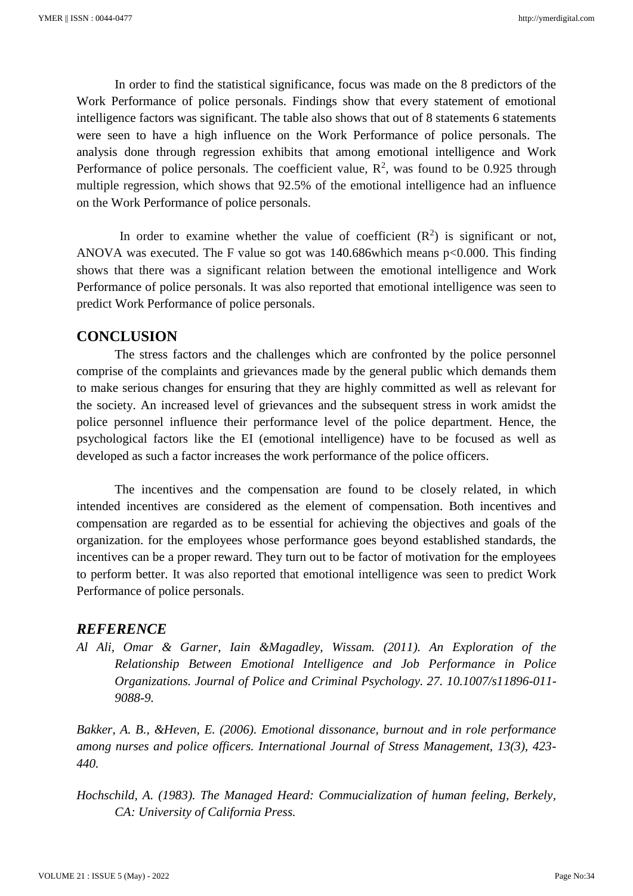In order to find the statistical significance, focus was made on the 8 predictors of the Work Performance of police personals. Findings show that every statement of emotional intelligence factors was significant. The table also shows that out of 8 statements 6 statements were seen to have a high influence on the Work Performance of police personals. The analysis done through regression exhibits that among emotional intelligence and Work Performance of police personals. The coefficient value, $R^2$, was found to be 0.925 through multiple regression, which shows that 92.5% of the emotional intelligence had an influence on the Work Performance of police personals.

In order to examine whether the value of coefficient ($R^2$) is significant or not, ANOVA was executed. The F value so got was 140.686which means $p<0.000$. This finding shows that there was a significant relation between the emotional intelligence and Work Performance of police personals. It was also reported that emotional intelligence was seen to predict Work Performance of police personals.

## CONCLUSION

The stress factors and the challenges which are confronted by the police personnel comprise of the complaints and grievances made by the general public which demands them to make serious changes for ensuring that they are highly committed as well as relevant for the society. An increased level of grievances and the subsequent stress in work amidst the police personnel influence their performance level of the police department. Hence, the psychological factors like the EI (emotional intelligence) have to be focused as well as developed as such a factor increases the work performance of the police officers.

The incentives and the compensation are found to be closely related, in which intended incentives are considered as the element of compensation. Both incentives and compensation are regarded as to be essential for achieving the objectives and goals of the organization. for the employees whose performance goes beyond established standards, the incentives can be a proper reward. They turn out to be factor of motivation for the employees to perform better. It was also reported that emotional intelligence was seen to predict Work Performance of police personals.

## *REFERENCE*

*Al Ali, Omar & Garner, Iain &Magadley, Wissam. (2011). An Exploration of the Relationship Between Emotional Intelligence and Job Performance in Police Organizations. Journal of Police and Criminal Psychology. 27. 10.1007/s11896-011-9088-9.*

*Bakker, A. B., &Heven, E. (2006). Emotional dissonance, burnout and in role performance among nurses and police officers. International Journal of Stress Management, 13(3), 423-440.*

*Hochschild, A. (1983). The Managed Heard: Commucialization of human feeling, Berkely, CA: University of California Press.*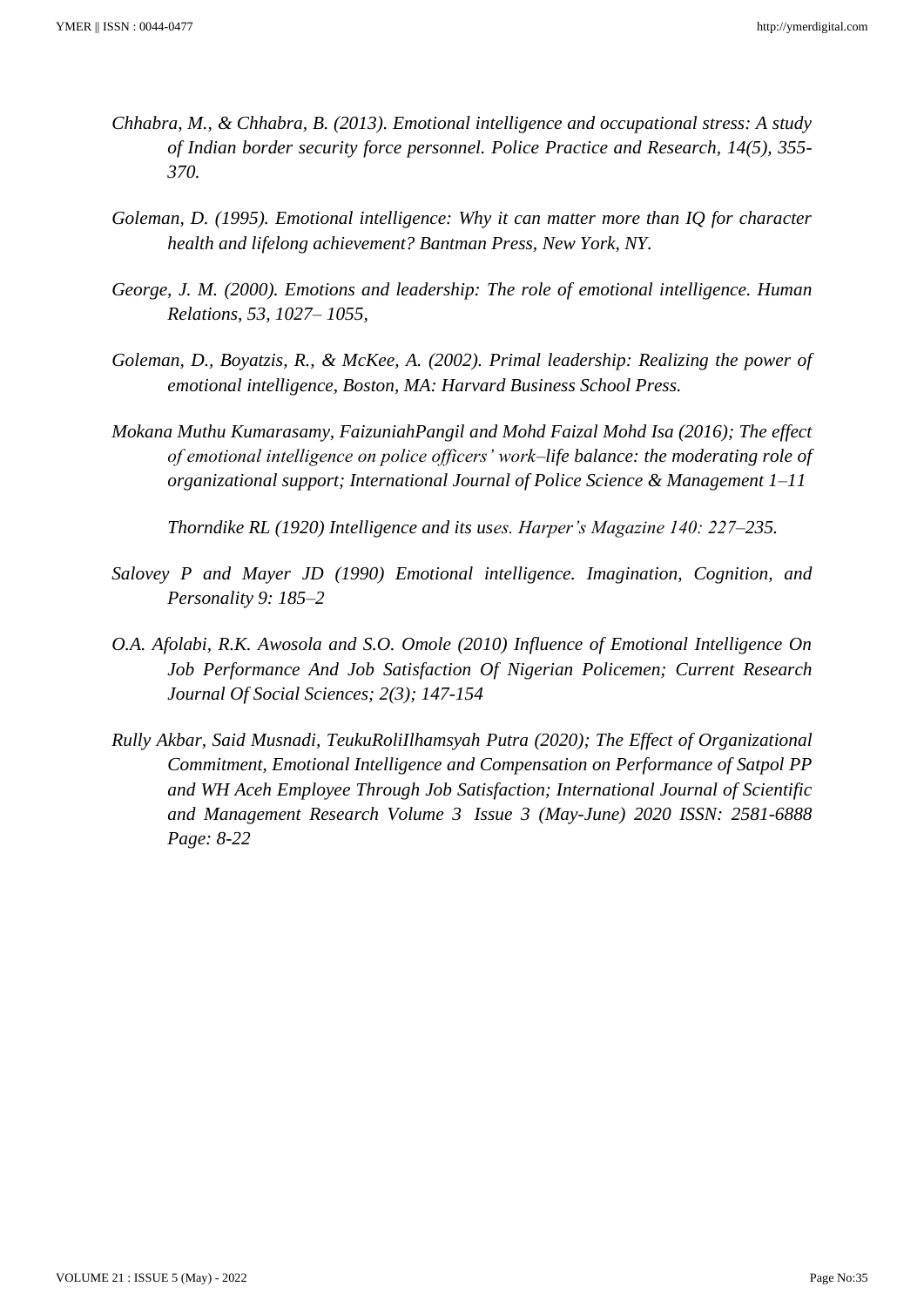*Chhabra, M., & Chhabra, B. (2013). Emotional intelligence and occupational stress: A study of Indian border security force personnel. Police Practice and Research, 14(5), 355-370.*

*Goleman, D. (1995). Emotional intelligence: Why it can matter more than IQ for character health and lifelong achievement? Bantman Press, New York, NY.*

*George, J. M. (2000). Emotions and leadership: The role of emotional intelligence. Human Relations, 53, 1027– 1055,*

*Goleman, D., Boyatzis, R., & McKee, A. (2002). Primal leadership: Realizing the power of emotional intelligence, Boston, MA: Harvard Business School Press.*

*Mokana Muthu Kumarasamy, FaizuniahPangil and Mohd Faizal Mohd Isa (2016); The effect of emotional intelligence on police officers' work–life balance: the moderating role of organizational support; International Journal of Police Science & Management 1–11*

*Thorndike RL (1920) Intelligence and its uses. Harper's Magazine 140: 227–235.*

*Salovey P and Mayer JD (1990) Emotional intelligence. Imagination, Cognition, and Personality 9: 185–2*

*O.A. Afolabi, R.K. Awosola and S.O. Omole (2010) Influence of Emotional Intelligence On Job Performance And Job Satisfaction Of Nigerian Policemen; Current Research Journal Of Social Sciences; 2(3); 147-154*

*Rully Akbar, Said Musnadi, TeukuRoliIlhamsyah Putra (2020); The Effect of Organizational Commitment, Emotional Intelligence and Compensation on Performance of Satpol PP and WH Aceh Employee Through Job Satisfaction; International Journal of Scientific and Management Research Volume 3 Issue 3 (May-June) 2020 ISSN: 2581-6888 Page: 8-22*